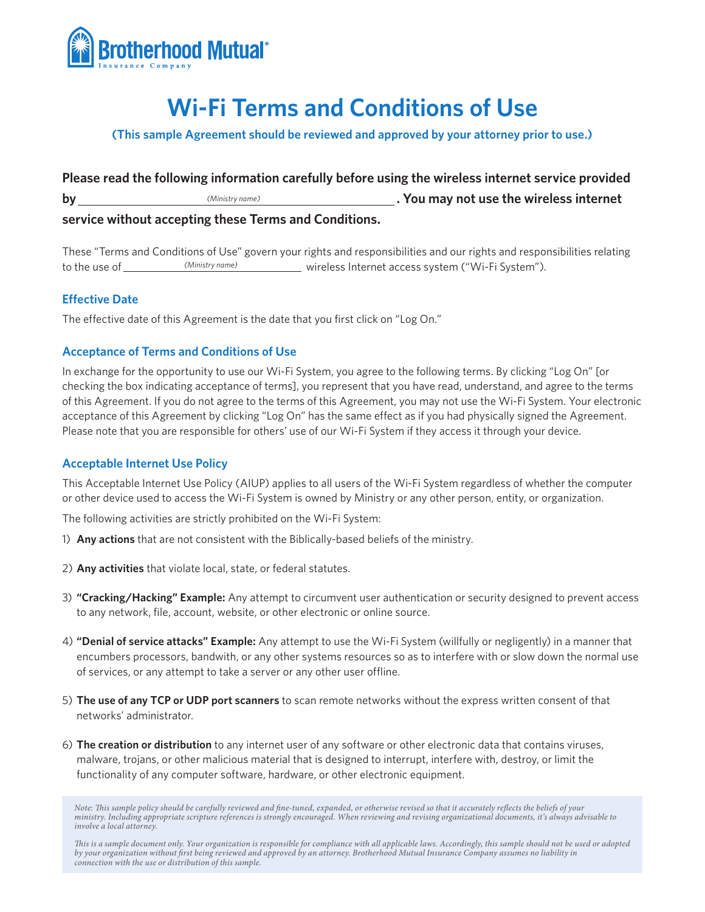Brotherhood Mutual Insurance Company

# Wi-Fi Terms and Conditions of Use

**(This sample Agreement should be reviewed and approved by your attorney prior to use.)**

**Please read the following information carefully before using the wireless internet service provided by ________________ *(Ministry name)* ________________. You may not use the wireless internet service without accepting these Terms and Conditions.**

These "Terms and Conditions of Use" govern your rights and responsibilities and our rights and responsibilities relating to the use of ________ *(Ministry name)* ________ wireless Internet access system ("Wi-Fi System").

### Effective Date

The effective date of this Agreement is the date that you first click on "Log On."

### Acceptance of Terms and Conditions of Use

In exchange for the opportunity to use our Wi-Fi System, you agree to the following terms. By clicking "Log On" [or checking the box indicating acceptance of terms], you represent that you have read, understand, and agree to the terms of this Agreement. If you do not agree to the terms of this Agreement, you may not use the Wi-Fi System. Your electronic acceptance of this Agreement by clicking "Log On" has the same effect as if you had physically signed the Agreement. Please note that you are responsible for others' use of our Wi-Fi System if they access it through your device.

### Acceptable Internet Use Policy

This Acceptable Internet Use Policy (AIUP) applies to all users of the Wi-Fi System regardless of whether the computer or other device used to access the Wi-Fi System is owned by Ministry or any other person, entity, or organization.

The following activities are strictly prohibited on the Wi-Fi System:

1) **Any actions** that are not consistent with the Biblically-based beliefs of the ministry.
2) **Any activities** that violate local, state, or federal statutes.
3) **"Cracking/Hacking" Example:** Any attempt to circumvent user authentication or security designed to prevent access to any network, file, account, website, or other electronic or online source.
4) **"Denial of service attacks" Example:** Any attempt to use the Wi-Fi System (willfully or negligently) in a manner that encumbers processors, bandwith, or any other systems resources so as to interfere with or slow down the normal use of services, or any attempt to take a server or any other user offline.
5) **The use of any TCP or UDP port scanners** to scan remote networks without the express written consent of that networks' administrator.
6) **The creation or distribution** to any internet user of any software or other electronic data that contains viruses, malware, trojans, or other malicious material that is designed to interrupt, interfere with, destroy, or limit the functionality of any computer software, hardware, or other electronic equipment.

*Note: This sample policy should be carefully reviewed and fine-tuned, expanded, or otherwise revised so that it accurately reflects the beliefs of your ministry. Including appropriate scripture references is strongly encouraged. When reviewing and revising organizational documents, it's always advisable to involve a local attorney.*

*This is a sample document only. Your organization is responsible for compliance with all applicable laws. Accordingly, this sample should not be used or adopted by your organization without first being reviewed and approved by an attorney. Brotherhood Mutual Insurance Company assumes no liability in connection with the use or distribution of this sample.*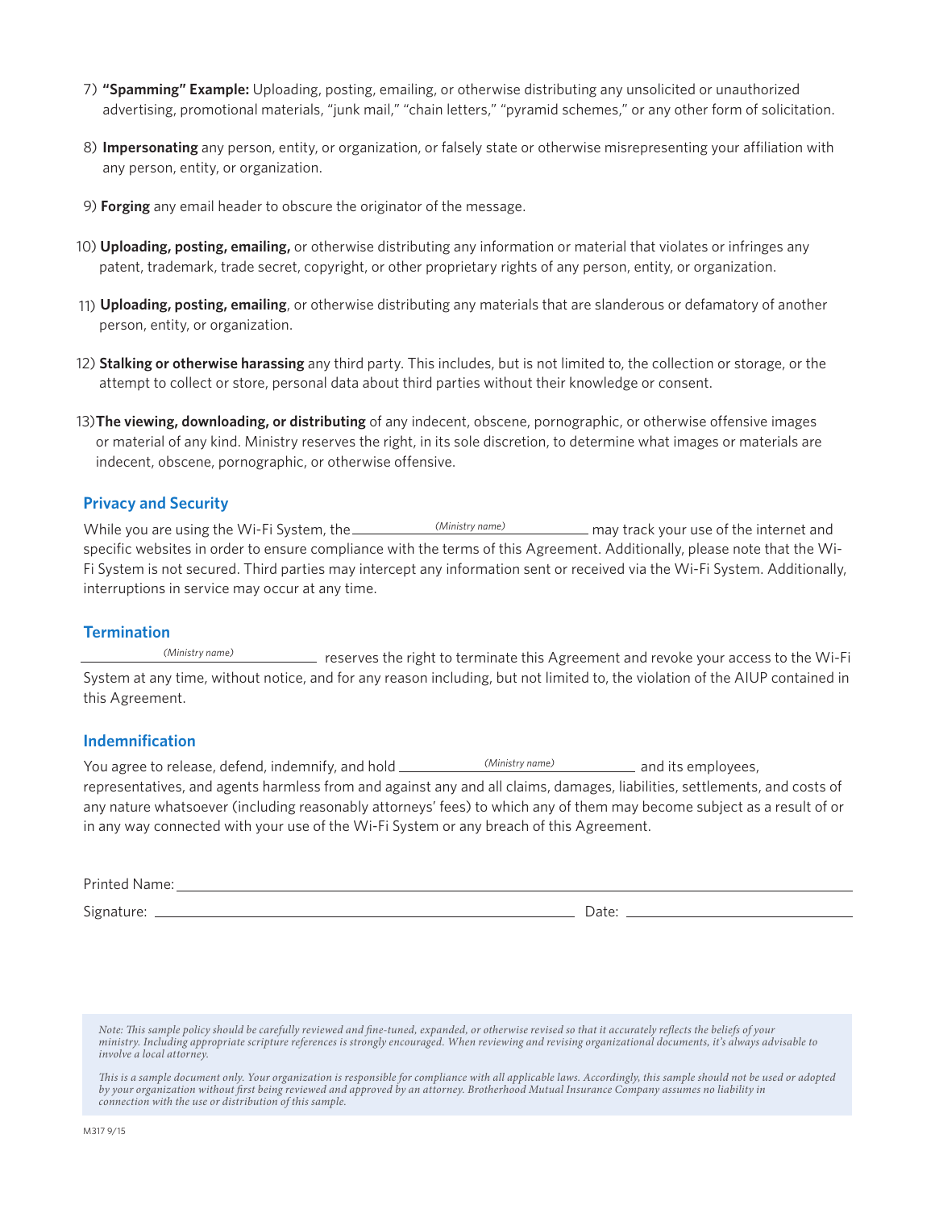7) **"Spamming" Example:** Uploading, posting, emailing, or otherwise distributing any unsolicited or unauthorized advertising, promotional materials, "junk mail," "chain letters," "pyramid schemes," or any other form of solicitation.

8) **Impersonating** any person, entity, or organization, or falsely state or otherwise misrepresenting your affiliation with any person, entity, or organization.

9) **Forging** any email header to obscure the originator of the message.

10) **Uploading, posting, emailing,** or otherwise distributing any information or material that violates or infringes any patent, trademark, trade secret, copyright, or other proprietary rights of any person, entity, or organization.

11) **Uploading, posting, emailing**, or otherwise distributing any materials that are slanderous or defamatory of another person, entity, or organization.

12) **Stalking or otherwise harassing** any third party. This includes, but is not limited to, the collection or storage, or the attempt to collect or store, personal data about third parties without their knowledge or consent.

13) **The viewing, downloading, or distributing** of any indecent, obscene, pornographic, or otherwise offensive images or material of any kind. Ministry reserves the right, in its sole discretion, to determine what images or materials are indecent, obscene, pornographic, or otherwise offensive.

## Privacy and Security

While you are using the Wi-Fi System, the ____________ *(Ministry name)* ____________ may track your use of the internet and specific websites in order to ensure compliance with the terms of this Agreement. Additionally, please note that the Wi-Fi System is not secured. Third parties may intercept any information sent or received via the Wi-Fi System. Additionally, interruptions in service may occur at any time.

## Termination

____________ *(Ministry name)* ____________ reserves the right to terminate this Agreement and revoke your access to the Wi-Fi System at any time, without notice, and for any reason including, but not limited to, the violation of the AIUP contained in this Agreement.

## Indemnification

You agree to release, defend, indemnify, and hold ____________ *(Ministry name)* ____________ and its employees, representatives, and agents harmless from and against any and all claims, damages, liabilities, settlements, and costs of any nature whatsoever (including reasonably attorneys' fees) to which any of them may become subject as a result of or in any way connected with your use of the Wi-Fi System or any breach of this Agreement.

Printed Name: ______________________________________________

Signature: ______________________________ Date: ______________

*Note: This sample policy should be carefully reviewed and fine-tuned, expanded, or otherwise revised so that it accurately reflects the beliefs of your ministry. Including appropriate scripture references is strongly encouraged. When reviewing and revising organizational documents, it's always advisable to involve a local attorney.*

*This is a sample document only. Your organization is responsible for compliance with all applicable laws. Accordingly, this sample should not be used or adopted by your organization without first being reviewed and approved by an attorney. Brotherhood Mutual Insurance Company assumes no liability in connection with the use or distribution of this sample.*

M317 9/15